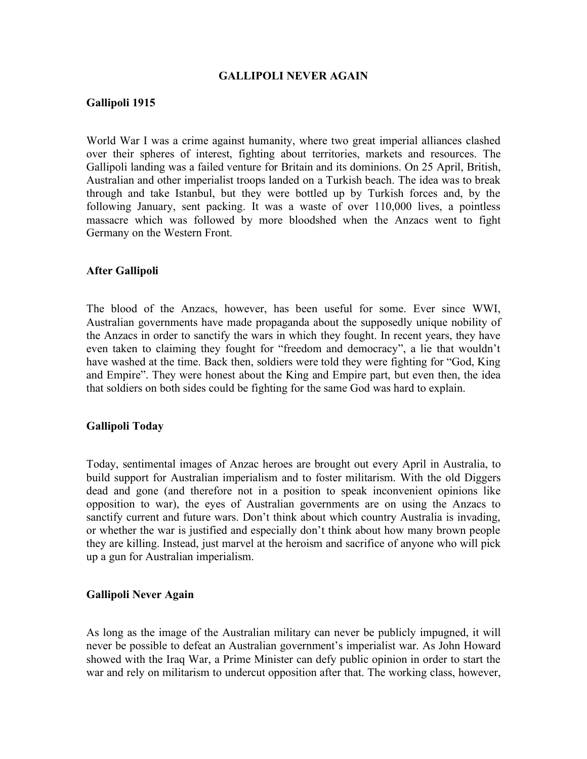# GALLIPOLI NEVER AGAIN

## Gallipoli 1915

World War I was a crime against humanity, where two great imperial alliances clashed over their spheres of interest, fighting about territories, markets and resources. The Gallipoli landing was a failed venture for Britain and its dominions. On 25 April, British, Australian and other imperialist troops landed on a Turkish beach. The idea was to break through and take Istanbul, but they were bottled up by Turkish forces and, by the following January, sent packing. It was a waste of over 110,000 lives, a pointless massacre which was followed by more bloodshed when the Anzacs went to fight Germany on the Western Front.

## After Gallipoli

The blood of the Anzacs, however, has been useful for some. Ever since WWI, Australian governments have made propaganda about the supposedly unique nobility of the Anzacs in order to sanctify the wars in which they fought. In recent years, they have even taken to claiming they fought for "freedom and democracy", a lie that wouldn't have washed at the time. Back then, soldiers were told they were fighting for "God, King and Empire". They were honest about the King and Empire part, but even then, the idea that soldiers on both sides could be fighting for the same God was hard to explain.

## Gallipoli Today

Today, sentimental images of Anzac heroes are brought out every April in Australia, to build support for Australian imperialism and to foster militarism. With the old Diggers dead and gone (and therefore not in a position to speak inconvenient opinions like opposition to war), the eyes of Australian governments are on using the Anzacs to sanctify current and future wars. Don't think about which country Australia is invading, or whether the war is justified and especially don't think about how many brown people they are killing. Instead, just marvel at the heroism and sacrifice of anyone who will pick up a gun for Australian imperialism.

## Gallipoli Never Again

As long as the image of the Australian military can never be publicly impugned, it will never be possible to defeat an Australian government's imperialist war. As John Howard showed with the Iraq War, a Prime Minister can defy public opinion in order to start the war and rely on militarism to undercut opposition after that. The working class, however,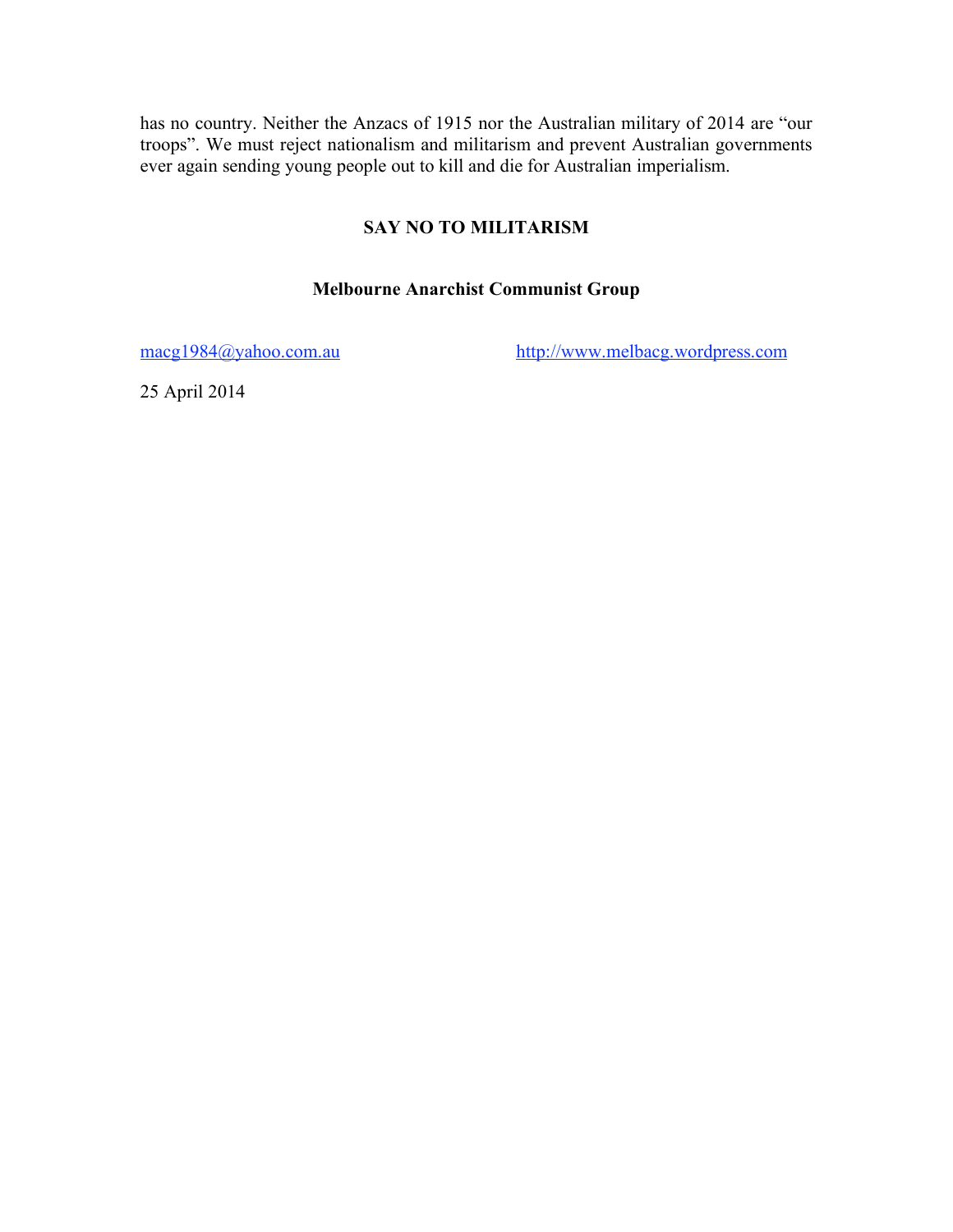has no country. Neither the Anzacs of 1915 nor the Australian military of 2014 are "our troops". We must reject nationalism and militarism and prevent Australian governments ever again sending young people out to kill and die for Australian imperialism.

**SAY NO TO MILITARISM**

**Melbourne Anarchist Communist Group**

macg1984@yahoo.com.au http://www.melbacg.wordpress.com

25 April 2014